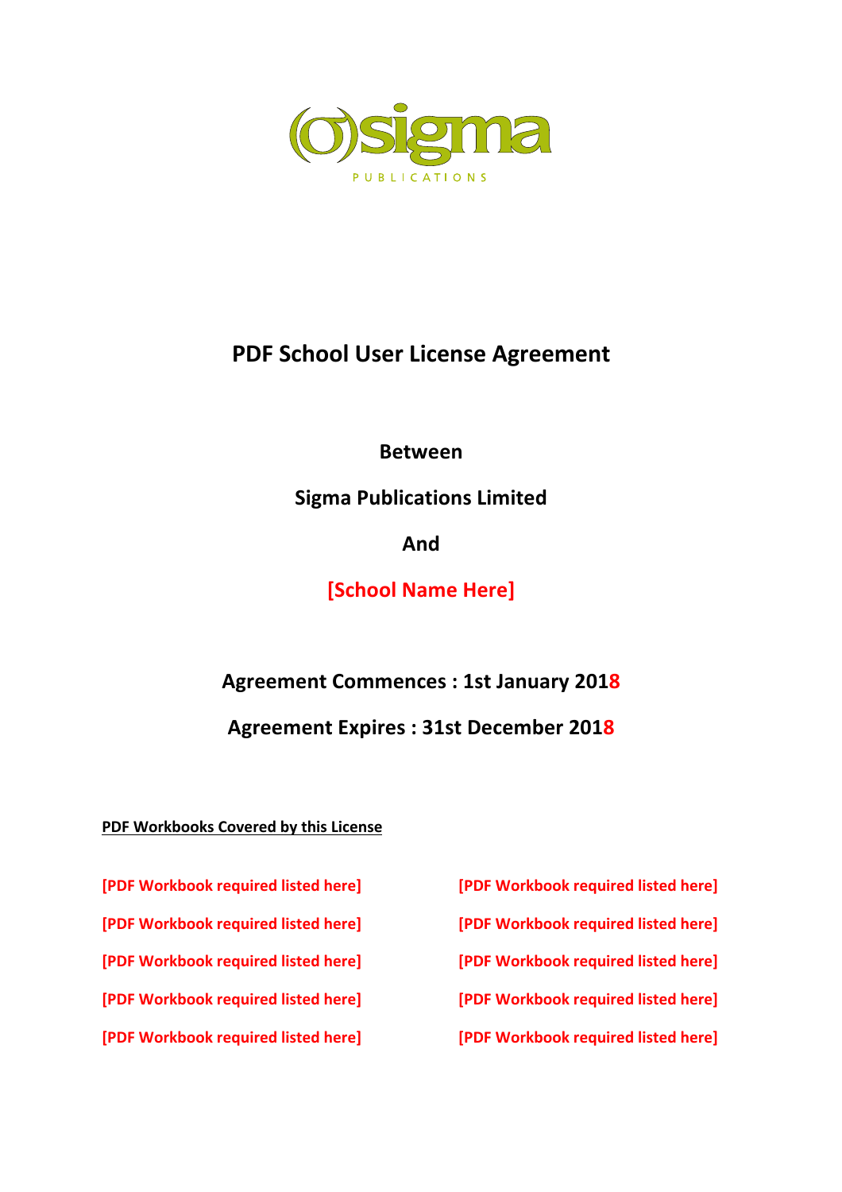sigma

PUBLICATIONS

# PDF School User License Agreement

**Between**

**Sigma Publications Limited**

**And**

**[School Name Here]**

**Agreement Commences : 1st January 2018**

**Agreement Expires : 31st December 2018**

**PDF Workbooks Covered by this License**

**[PDF Workbook required listed here]**

**[PDF Workbook required listed here]**

**[PDF Workbook required listed here]**

**[PDF Workbook required listed here]**

**[PDF Workbook required listed here]**

**[PDF Workbook required listed here]**

**[PDF Workbook required listed here]**

**[PDF Workbook required listed here]**

**[PDF Workbook required listed here]**

**[PDF Workbook required listed here]**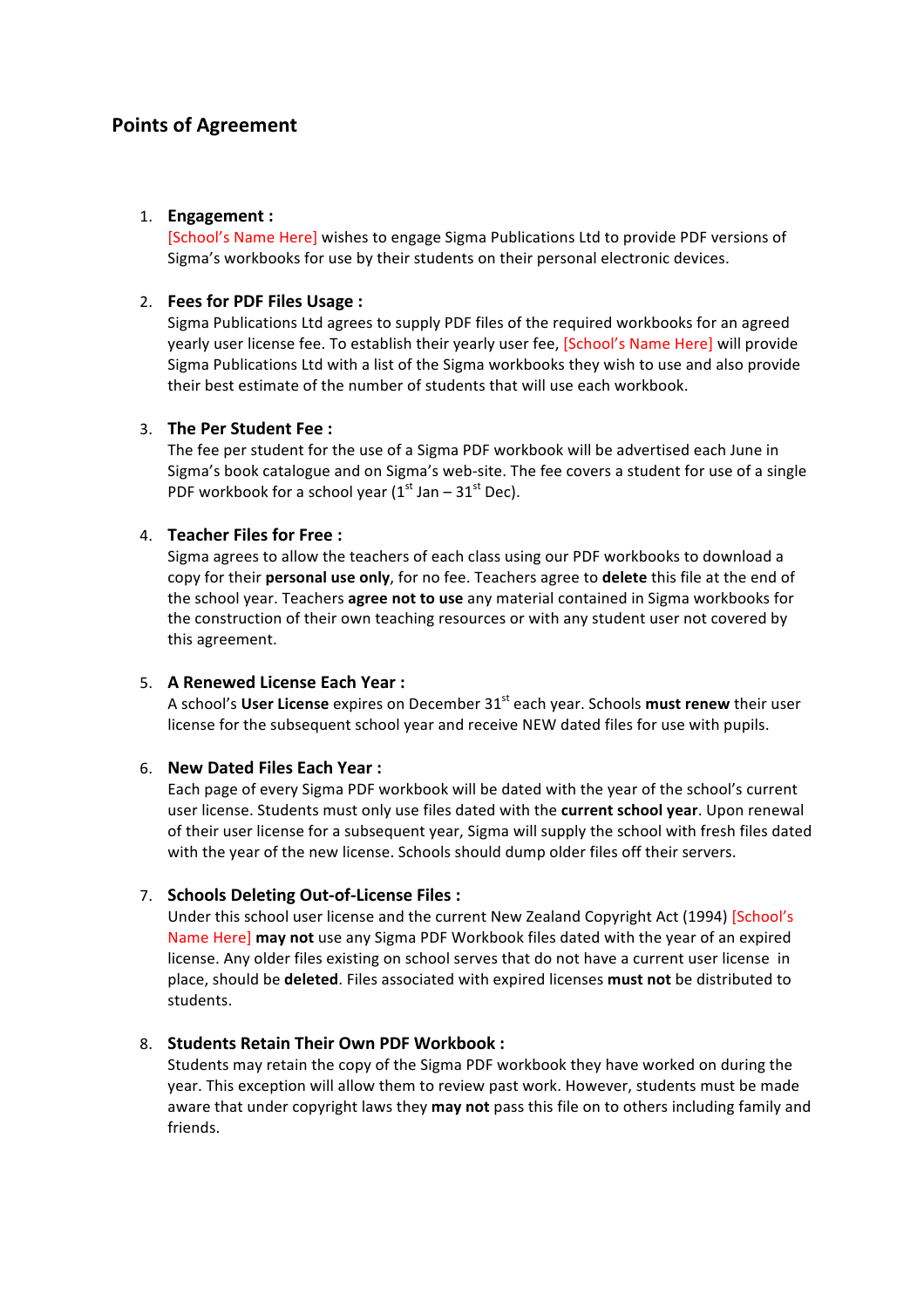## Points of Agreement

1. **Engagement :**
   [School's Name Here] wishes to engage Sigma Publications Ltd to provide PDF versions of Sigma's workbooks for use by their students on their personal electronic devices.

2. **Fees for PDF Files Usage :**
   Sigma Publications Ltd agrees to supply PDF files of the required workbooks for an agreed yearly user license fee. To establish their yearly user fee, [School's Name Here] will provide Sigma Publications Ltd with a list of the Sigma workbooks they wish to use and also provide their best estimate of the number of students that will use each workbook.

3. **The Per Student Fee :**
   The fee per student for the use of a Sigma PDF workbook will be advertised each June in Sigma's book catalogue and on Sigma's web-site. The fee covers a student for use of a single PDF workbook for a school year (1st Jan – 31st Dec).

4. **Teacher Files for Free :**
   Sigma agrees to allow the teachers of each class using our PDF workbooks to download a copy for their **personal use only**, for no fee. Teachers agree to **delete** this file at the end of the school year. Teachers **agree not to use** any material contained in Sigma workbooks for the construction of their own teaching resources or with any student user not covered by this agreement.

5. **A Renewed License Each Year :**
   A school's **User License** expires on December 31st each year. Schools **must renew** their user license for the subsequent school year and receive NEW dated files for use with pupils.

6. **New Dated Files Each Year :**
   Each page of every Sigma PDF workbook will be dated with the year of the school's current user license. Students must only use files dated with the **current school year**. Upon renewal of their user license for a subsequent year, Sigma will supply the school with fresh files dated with the year of the new license. Schools should dump older files off their servers.

7. **Schools Deleting Out-of-License Files :**
   Under this school user license and the current New Zealand Copyright Act (1994) [School's Name Here] **may not** use any Sigma PDF Workbook files dated with the year of an expired license. Any older files existing on school serves that do not have a current user license in place, should be **deleted**. Files associated with expired licenses **must not** be distributed to students.

8. **Students Retain Their Own PDF Workbook :**
   Students may retain the copy of the Sigma PDF workbook they have worked on during the year. This exception will allow them to review past work. However, students must be made aware that under copyright laws they **may not** pass this file on to others including family and friends.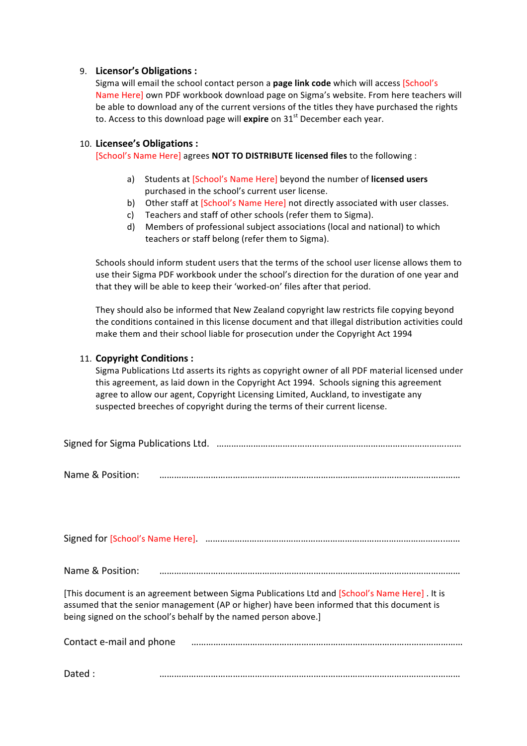9. **Licensor's Obligations :**
   Sigma will email the school contact person a **page link code** which will access [School's Name Here] own PDF workbook download page on Sigma's website. From here teachers will be able to download any of the current versions of the titles they have purchased the rights to. Access to this download page will **expire** on 31st December each year.

10. **Licensee's Obligations :**
    [School's Name Here] agrees **NOT TO DISTRIBUTE licensed files** to the following :

    a) Students at [School's Name Here] beyond the number of **licensed users** purchased in the school's current user license.
    b) Other staff at [School's Name Here] not directly associated with user classes.
    c) Teachers and staff of other schools (refer them to Sigma).
    d) Members of professional subject associations (local and national) to which teachers or staff belong (refer them to Sigma).

    Schools should inform student users that the terms of the school user license allows them to use their Sigma PDF workbook under the school's direction for the duration of one year and that they will be able to keep their 'worked-on' files after that period.

    They should also be informed that New Zealand copyright law restricts file copying beyond the conditions contained in this license document and that illegal distribution activities could make them and their school liable for prosecution under the Copyright Act 1994

11. **Copyright Conditions :**
    Sigma Publications Ltd asserts its rights as copyright owner of all PDF material licensed under this agreement, as laid down in the Copyright Act 1994. Schools signing this agreement agree to allow our agent, Copyright Licensing Limited, Auckland, to investigate any suspected breeches of copyright during the terms of their current license.

Signed for Sigma Publications Ltd. ……………………………………………………………………………………

Name & Position: ……………………………………………………………………………………………

Signed for [School's Name Here]. ……………………………………………………………………………………

Name & Position: ……………………………………………………………………………………………

[This document is an agreement between Sigma Publications Ltd and [School's Name Here] . It is assumed that the senior management (AP or higher) have been informed that this document is being signed on the school's behalf by the named person above.]

Contact e-mail and phone ……………………………………………………………………………………

Dated : ……………………………………………………………………………………………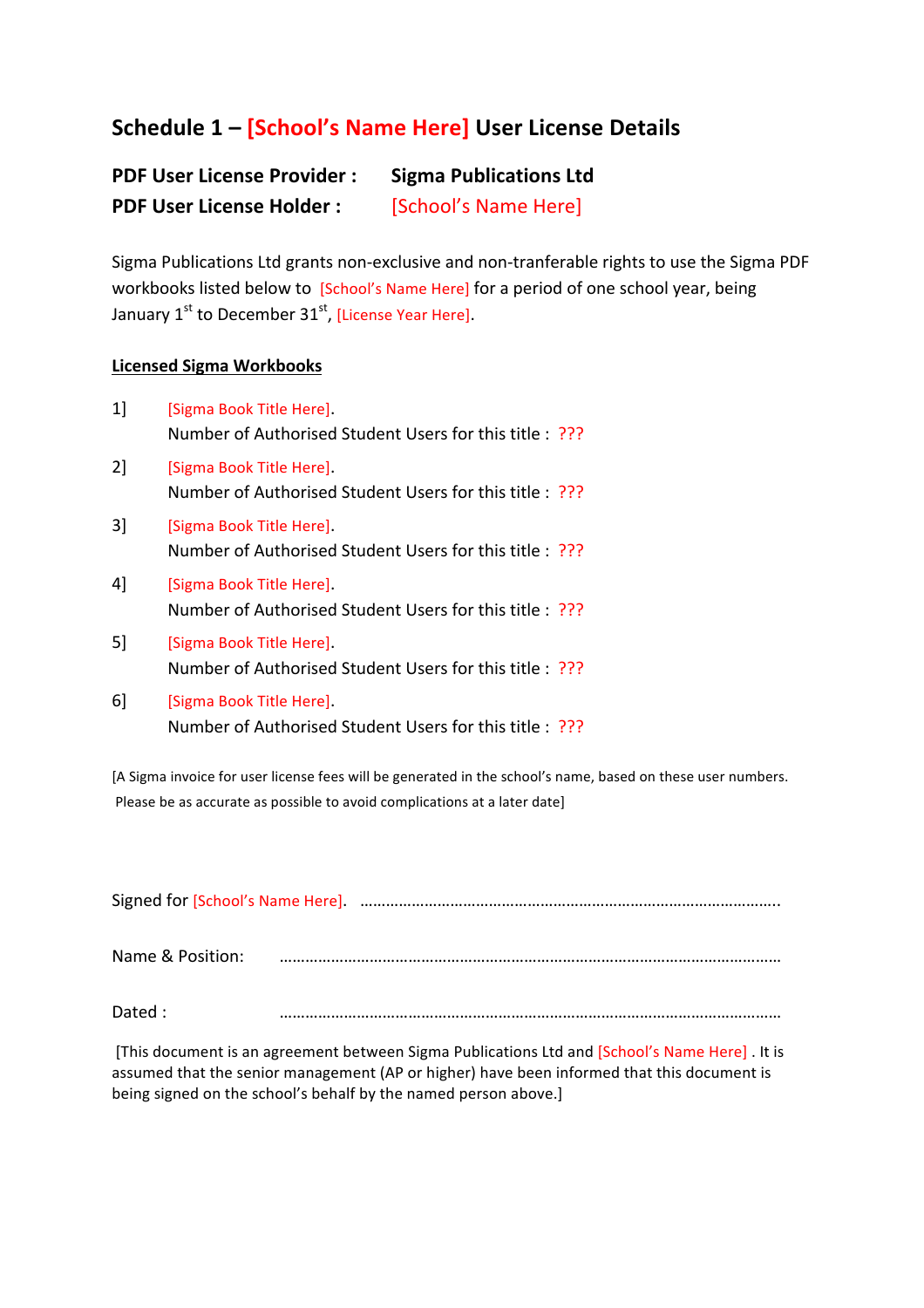# Schedule 1 – [School's Name Here] User License Details

**PDF User License Provider :** **Sigma Publications Ltd**
**PDF User License Holder :** [School's Name Here]

Sigma Publications Ltd grants non-exclusive and non-tranferable rights to use the Sigma PDF workbooks listed below to [School's Name Here] for a period of one school year, being January 1st to December 31st, [License Year Here].

**Licensed Sigma Workbooks**

1] [Sigma Book Title Here].
Number of Authorised Student Users for this title : ???

2] [Sigma Book Title Here].
Number of Authorised Student Users for this title : ???

3] [Sigma Book Title Here].
Number of Authorised Student Users for this title : ???

4] [Sigma Book Title Here].
Number of Authorised Student Users for this title : ???

5] [Sigma Book Title Here].
Number of Authorised Student Users for this title : ???

6] [Sigma Book Title Here].
Number of Authorised Student Users for this title : ???

[A Sigma invoice for user license fees will be generated in the school's name, based on these user numbers. Please be as accurate as possible to avoid complications at a later date]

Signed for [School's Name Here]. ……………………………………………………………………………………..

Name & Position: ……………………………………………………………………………………………………

Dated : ……………………………………………………………………………………………………

[This document is an agreement between Sigma Publications Ltd and [School's Name Here] . It is assumed that the senior management (AP or higher) have been informed that this document is being signed on the school's behalf by the named person above.]